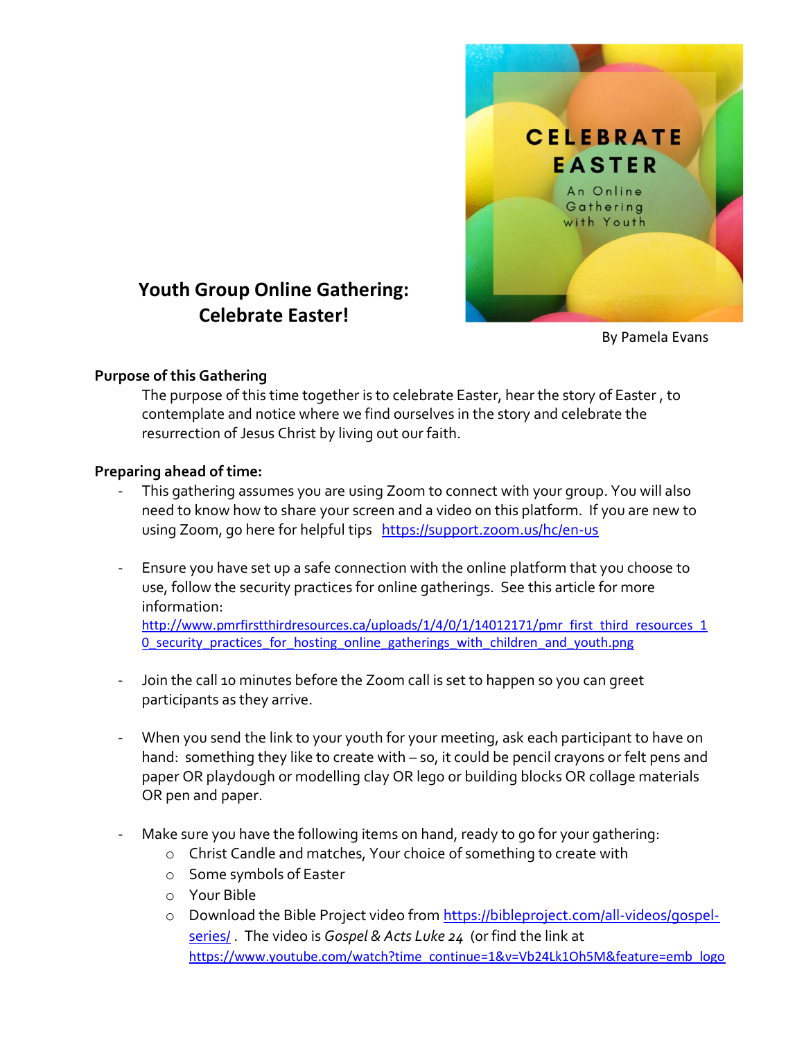# Youth Group Online Gathering: Celebrate Easter!

By Pamela Evans

**Purpose of this Gathering**

The purpose of this time together is to celebrate Easter, hear the story of Easter , to contemplate and notice where we find ourselves in the story and celebrate the resurrection of Jesus Christ by living out our faith.

**Preparing ahead of time:**

- This gathering assumes you are using Zoom to connect with your group. You will also need to know how to share your screen and a video on this platform. If you are new to using Zoom, go here for helpful tips https://support.zoom.us/hc/en-us
- Ensure you have set up a safe connection with the online platform that you choose to use, follow the security practices for online gatherings. See this article for more information: http://www.pmrfirstthirdresources.ca/uploads/1/4/0/1/14012171/pmr_first_third_resources_10_security_practices_for_hosting_online_gatherings_with_children_and_youth.png
- Join the call 10 minutes before the Zoom call is set to happen so you can greet participants as they arrive.
- When you send the link to your youth for your meeting, ask each participant to have on hand: something they like to create with – so, it could be pencil crayons or felt pens and paper OR playdough or modelling clay OR lego or building blocks OR collage materials OR pen and paper.
- Make sure you have the following items on hand, ready to go for your gathering:
  - Christ Candle and matches, Your choice of something to create with
  - Some symbols of Easter
  - Your Bible
  - Download the Bible Project video from https://bibleproject.com/all-videos/gospel-series/ . The video is *Gospel & Acts Luke 24* (or find the link at https://www.youtube.com/watch?time_continue=1&v=Vb24Lk1Oh5M&feature=emb_logo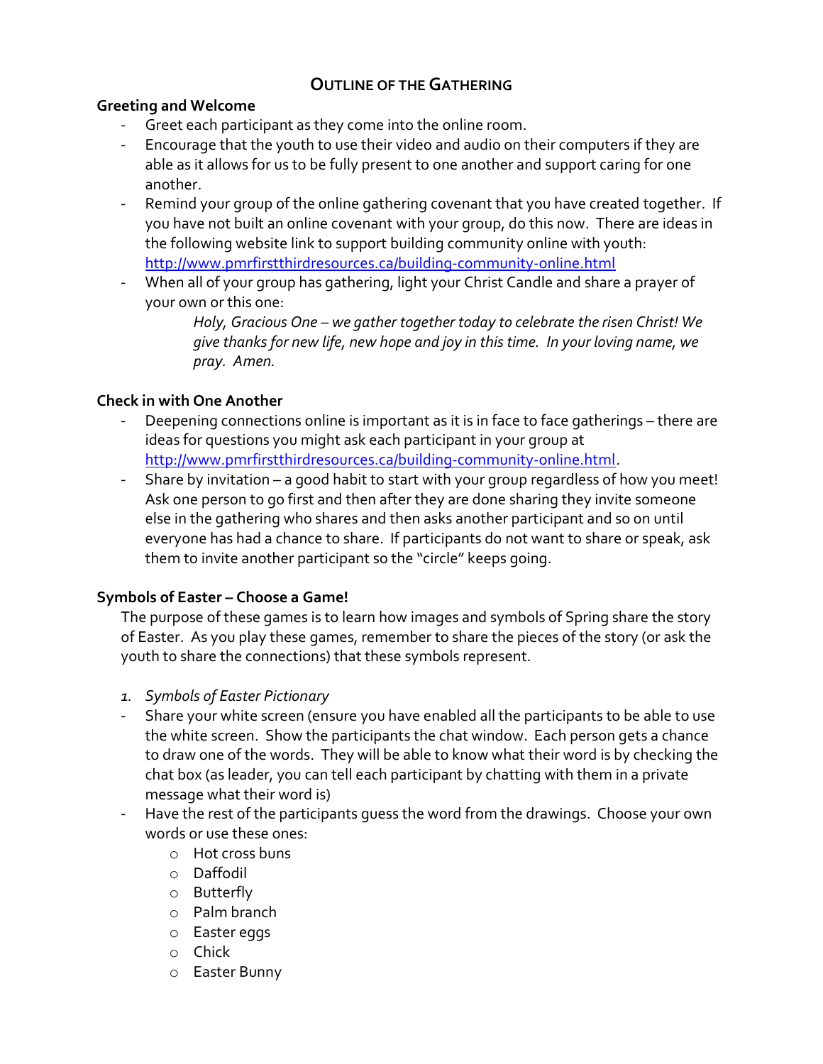# OUTLINE OF THE GATHERING

**Greeting and Welcome**

- Greet each participant as they come into the online room.
- Encourage that the youth to use their video and audio on their computers if they are able as it allows for us to be fully present to one another and support caring for one another.
- Remind your group of the online gathering covenant that you have created together. If you have not built an online covenant with your group, do this now. There are ideas in the following website link to support building community online with youth: [http://www.pmrfirstthirdresources.ca/building-community-online.html](http://www.pmrfirstthirdresources.ca/building-community-online.html)
- When all of your group has gathering, light your Christ Candle and share a prayer of your own or this one:

  *Holy, Gracious One – we gather together today to celebrate the risen Christ! We give thanks for new life, new hope and joy in this time. In your loving name, we pray. Amen.*

**Check in with One Another**

- Deepening connections online is important as it is in face to face gatherings – there are ideas for questions you might ask each participant in your group at [http://www.pmrfirstthirdresources.ca/building-community-online.html](http://www.pmrfirstthirdresources.ca/building-community-online.html).
- Share by invitation – a good habit to start with your group regardless of how you meet! Ask one person to go first and then after they are done sharing they invite someone else in the gathering who shares and then asks another participant and so on until everyone has had a chance to share. If participants do not want to share or speak, ask them to invite another participant so the "circle" keeps going.

**Symbols of Easter – Choose a Game!**

The purpose of these games is to learn how images and symbols of Spring share the story of Easter. As you play these games, remember to share the pieces of the story (or ask the youth to share the connections) that these symbols represent.

1. *Symbols of Easter Pictionary*

- Share your white screen (ensure you have enabled all the participants to be able to use the white screen. Show the participants the chat window. Each person gets a chance to draw one of the words. They will be able to know what their word is by checking the chat box (as leader, you can tell each participant by chatting with them in a private message what their word is)
- Have the rest of the participants guess the word from the drawings. Choose your own words or use these ones:
  - Hot cross buns
  - Daffodil
  - Butterfly
  - Palm branch
  - Easter eggs
  - Chick
  - Easter Bunny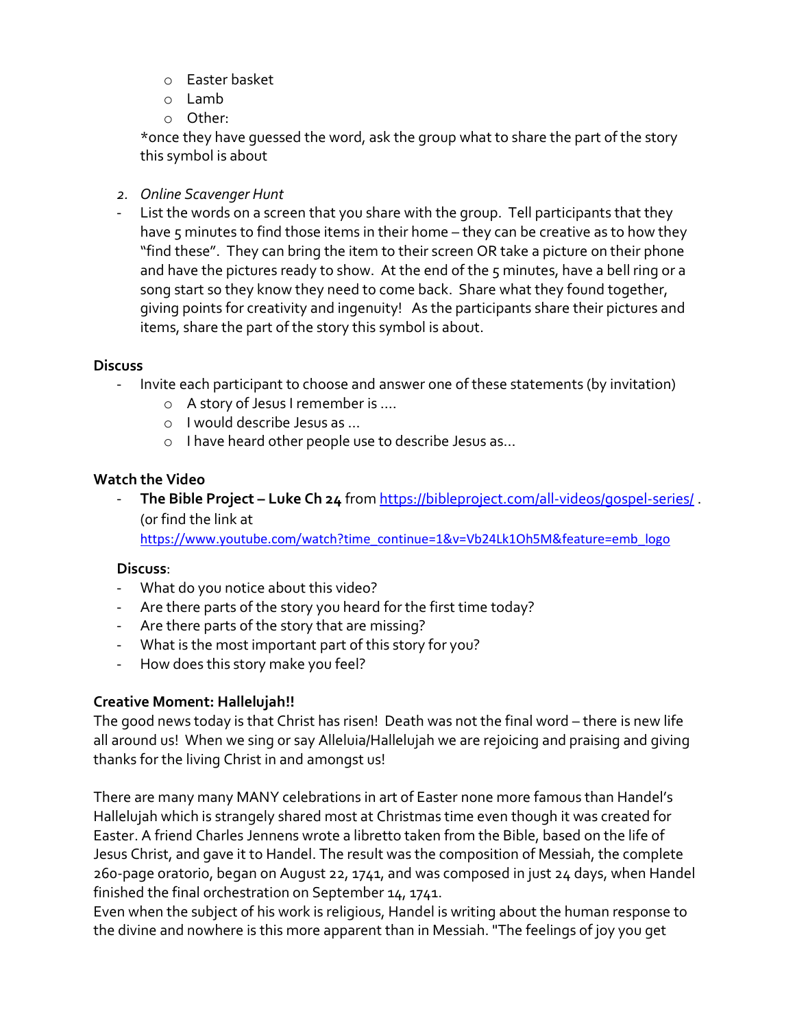- Easter basket
- Lamb
- Other:

*once they have guessed the word, ask the group what to share the part of the story this symbol is about

2. *Online Scavenger Hunt*

- List the words on a screen that you share with the group. Tell participants that they have 5 minutes to find those items in their home – they can be creative as to how they "find these". They can bring the item to their screen OR take a picture on their phone and have the pictures ready to show. At the end of the 5 minutes, have a bell ring or a song start so they know they need to come back. Share what they found together, giving points for creativity and ingenuity! As the participants share their pictures and items, share the part of the story this symbol is about.

**Discuss**

- Invite each participant to choose and answer one of these statements (by invitation)
  - A story of Jesus I remember is ....
  - I would describe Jesus as ...
  - I have heard other people use to describe Jesus as...

**Watch the Video**

- **The Bible Project – Luke Ch 24** from https://bibleproject.com/all-videos/gospel-series/ . (or find the link at https://www.youtube.com/watch?time_continue=1&v=Vb24Lk1Oh5M&feature=emb_logo

**Discuss**:

- What do you notice about this video?
- Are there parts of the story you heard for the first time today?
- Are there parts of the story that are missing?
- What is the most important part of this story for you?
- How does this story make you feel?

**Creative Moment: Hallelujah!!**

The good news today is that Christ has risen! Death was not the final word – there is new life all around us! When we sing or say Alleluia/Hallelujah we are rejoicing and praising and giving thanks for the living Christ in and amongst us!

There are many many MANY celebrations in art of Easter none more famous than Handel's Hallelujah which is strangely shared most at Christmas time even though it was created for Easter. A friend Charles Jennens wrote a libretto taken from the Bible, based on the life of Jesus Christ, and gave it to Handel. The result was the composition of Messiah, the complete 260-page oratorio, began on August 22, 1741, and was composed in just 24 days, when Handel finished the final orchestration on September 14, 1741.
Even when the subject of his work is religious, Handel is writing about the human response to the divine and nowhere is this more apparent than in Messiah. "The feelings of joy you get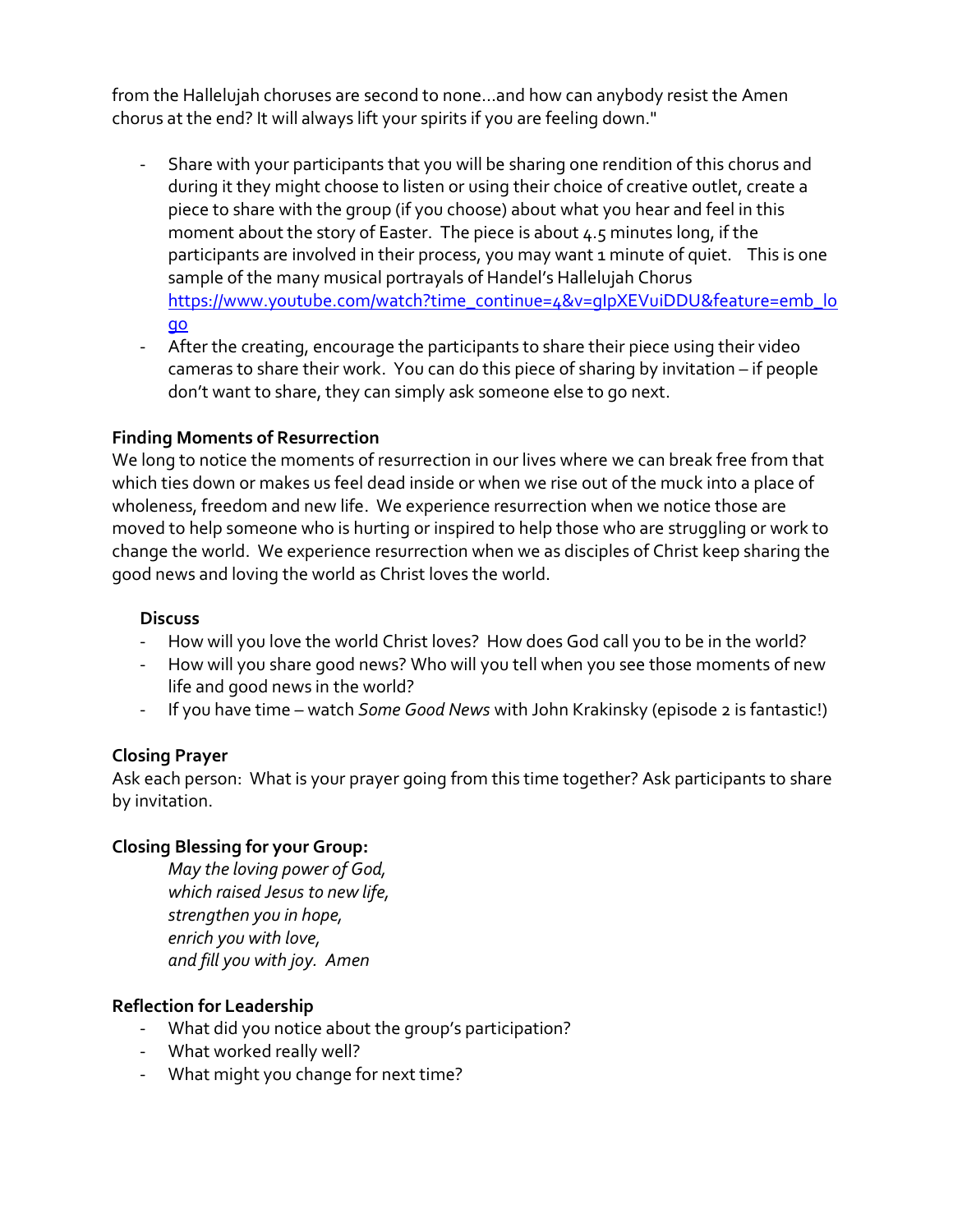from the Hallelujah choruses are second to none...and how can anybody resist the Amen chorus at the end? It will always lift your spirits if you are feeling down."

- Share with your participants that you will be sharing one rendition of this chorus and during it they might choose to listen or using their choice of creative outlet, create a piece to share with the group (if you choose) about what you hear and feel in this moment about the story of Easter. The piece is about 4.5 minutes long, if the participants are involved in their process, you may want 1 minute of quiet. This is one sample of the many musical portrayals of Handel's Hallelujah Chorus [https://www.youtube.com/watch?time_continue=4&v=gIpXEVuiDDU&feature=emb_logo](https://www.youtube.com/watch?time_continue=4&v=gIpXEVuiDDU&feature=emb_logo)
- After the creating, encourage the participants to share their piece using their video cameras to share their work. You can do this piece of sharing by invitation – if people don't want to share, they can simply ask someone else to go next.

**Finding Moments of Resurrection**

We long to notice the moments of resurrection in our lives where we can break free from that which ties down or makes us feel dead inside or when we rise out of the muck into a place of wholeness, freedom and new life. We experience resurrection when we notice those are moved to help someone who is hurting or inspired to help those who are struggling or work to change the world. We experience resurrection when we as disciples of Christ keep sharing the good news and loving the world as Christ loves the world.

**Discuss**

- How will you love the world Christ loves? How does God call you to be in the world?
- How will you share good news? Who will you tell when you see those moments of new life and good news in the world?
- If you have time – watch *Some Good News* with John Krakinsky (episode 2 is fantastic!)

**Closing Prayer**

Ask each person: What is your prayer going from this time together? Ask participants to share by invitation.

**Closing Blessing for your Group:**

*May the loving power of God,*
*which raised Jesus to new life,*
*strengthen you in hope,*
*enrich you with love,*
*and fill you with joy. Amen*

**Reflection for Leadership**

- What did you notice about the group's participation?
- What worked really well?
- What might you change for next time?